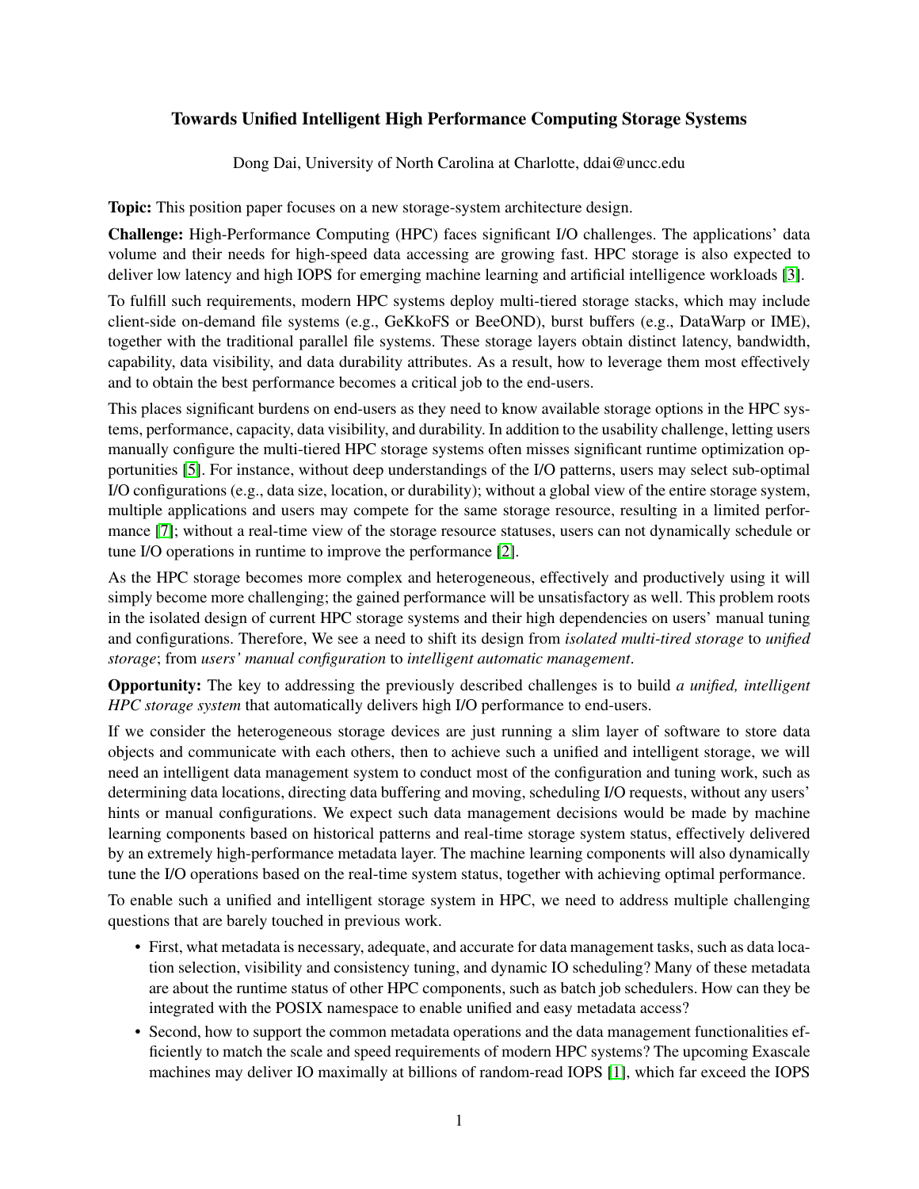# Towards Unified Intelligent High Performance Computing Storage Systems

Dong Dai, University of North Carolina at Charlotte, ddai@uncc.edu

**Topic:** This position paper focuses on a new storage-system architecture design.

**Challenge:** High-Performance Computing (HPC) faces significant I/O challenges. The applications' data volume and their needs for high-speed data accessing are growing fast. HPC storage is also expected to deliver low latency and high IOPS for emerging machine learning and artificial intelligence workloads [3].

To fulfill such requirements, modern HPC systems deploy multi-tiered storage stacks, which may include client-side on-demand file systems (e.g., GeKkoFS or BeeOND), burst buffers (e.g., DataWarp or IME), together with the traditional parallel file systems. These storage layers obtain distinct latency, bandwidth, capability, data visibility, and data durability attributes. As a result, how to leverage them most effectively and to obtain the best performance becomes a critical job to the end-users.

This places significant burdens on end-users as they need to know available storage options in the HPC systems, performance, capacity, data visibility, and durability. In addition to the usability challenge, letting users manually configure the multi-tiered HPC storage systems often misses significant runtime optimization opportunities [5]. For instance, without deep understandings of the I/O patterns, users may select sub-optimal I/O configurations (e.g., data size, location, or durability); without a global view of the entire storage system, multiple applications and users may compete for the same storage resource, resulting in a limited performance [7]; without a real-time view of the storage resource statuses, users can not dynamically schedule or tune I/O operations in runtime to improve the performance [2].

As the HPC storage becomes more complex and heterogeneous, effectively and productively using it will simply become more challenging; the gained performance will be unsatisfactory as well. This problem roots in the isolated design of current HPC storage systems and their high dependencies on users' manual tuning and configurations. Therefore, We see a need to shift its design from *isolated multi-tired storage* to *unified storage*; from *users' manual configuration* to *intelligent automatic management*.

**Opportunity:** The key to addressing the previously described challenges is to build *a unified, intelligent HPC storage system* that automatically delivers high I/O performance to end-users.

If we consider the heterogeneous storage devices are just running a slim layer of software to store data objects and communicate with each others, then to achieve such a unified and intelligent storage, we will need an intelligent data management system to conduct most of the configuration and tuning work, such as determining data locations, directing data buffering and moving, scheduling I/O requests, without any users' hints or manual configurations. We expect such data management decisions would be made by machine learning components based on historical patterns and real-time storage system status, effectively delivered by an extremely high-performance metadata layer. The machine learning components will also dynamically tune the I/O operations based on the real-time system status, together with achieving optimal performance.

To enable such a unified and intelligent storage system in HPC, we need to address multiple challenging questions that are barely touched in previous work.

- First, what metadata is necessary, adequate, and accurate for data management tasks, such as data location selection, visibility and consistency tuning, and dynamic IO scheduling? Many of these metadata are about the runtime status of other HPC components, such as batch job schedulers. How can they be integrated with the POSIX namespace to enable unified and easy metadata access?
- Second, how to support the common metadata operations and the data management functionalities efficiently to match the scale and speed requirements of modern HPC systems? The upcoming Exascale machines may deliver IO maximally at billions of random-read IOPS [1], which far exceed the IOPS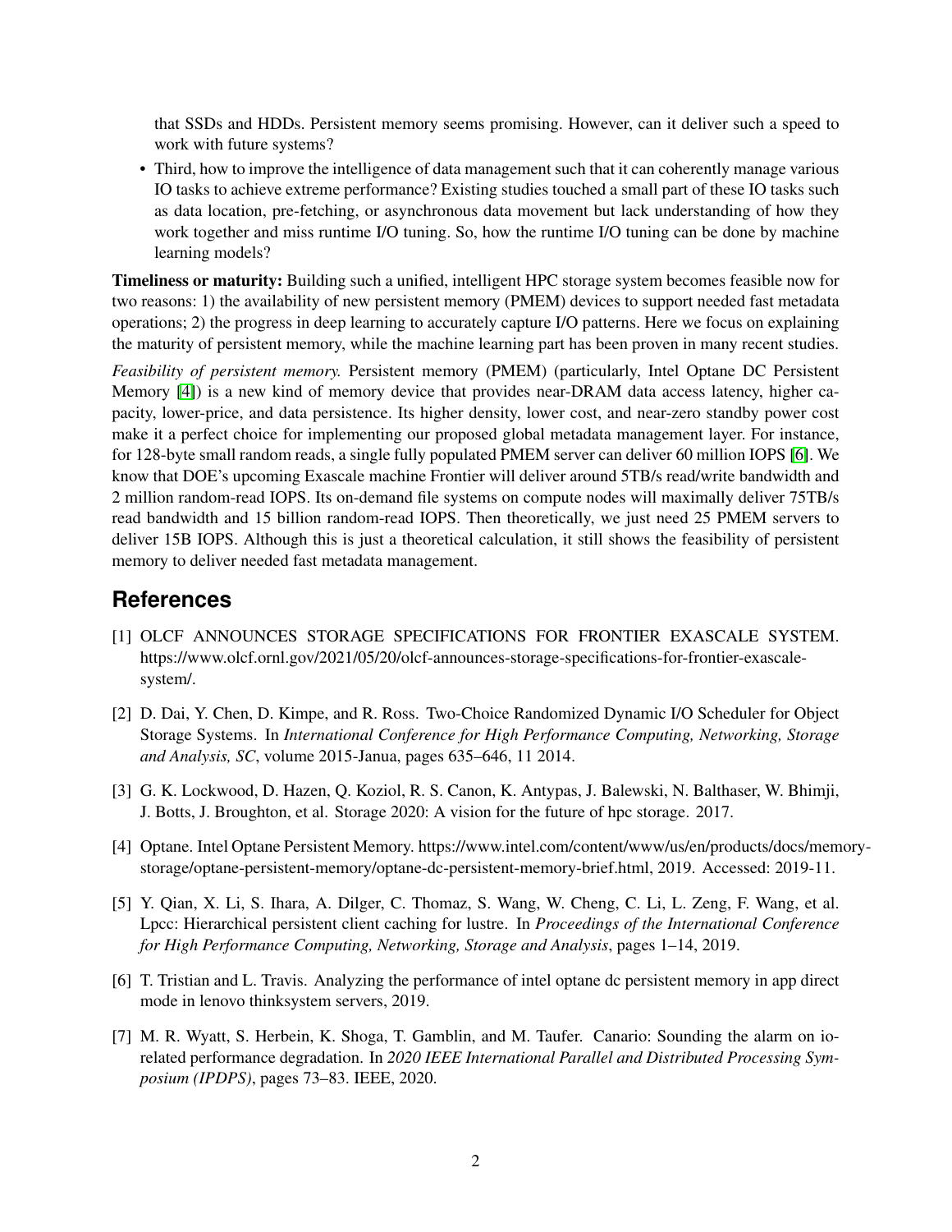that SSDs and HDDs. Persistent memory seems promising. However, can it deliver such a speed to work with future systems?

- Third, how to improve the intelligence of data management such that it can coherently manage various IO tasks to achieve extreme performance? Existing studies touched a small part of these IO tasks such as data location, pre-fetching, or asynchronous data movement but lack understanding of how they work together and miss runtime I/O tuning. So, how the runtime I/O tuning can be done by machine learning models?

**Timeliness or maturity:** Building such a unified, intelligent HPC storage system becomes feasible now for two reasons: 1) the availability of new persistent memory (PMEM) devices to support needed fast metadata operations; 2) the progress in deep learning to accurately capture I/O patterns. Here we focus on explaining the maturity of persistent memory, while the machine learning part has been proven in many recent studies.

*Feasibility of persistent memory.* Persistent memory (PMEM) (particularly, Intel Optane DC Persistent Memory [4]) is a new kind of memory device that provides near-DRAM data access latency, higher capacity, lower-price, and data persistence. Its higher density, lower cost, and near-zero standby power cost make it a perfect choice for implementing our proposed global metadata management layer. For instance, for 128-byte small random reads, a single fully populated PMEM server can deliver 60 million IOPS [6]. We know that DOE's upcoming Exascale machine Frontier will deliver around 5TB/s read/write bandwidth and 2 million random-read IOPS. Its on-demand file systems on compute nodes will maximally deliver 75TB/s read bandwidth and 15 billion random-read IOPS. Then theoretically, we just need 25 PMEM servers to deliver 15B IOPS. Although this is just a theoretical calculation, it still shows the feasibility of persistent memory to deliver needed fast metadata management.

## References

[1] OLCF ANNOUNCES STORAGE SPECIFICATIONS FOR FRONTIER EXASCALE SYSTEM. https://www.olcf.ornl.gov/2021/05/20/olcf-announces-storage-specifications-for-frontier-exascale-system/.

[2] D. Dai, Y. Chen, D. Kimpe, and R. Ross. Two-Choice Randomized Dynamic I/O Scheduler for Object Storage Systems. In *International Conference for High Performance Computing, Networking, Storage and Analysis, SC*, volume 2015-Janua, pages 635–646, 11 2014.

[3] G. K. Lockwood, D. Hazen, Q. Koziol, R. S. Canon, K. Antypas, J. Balewski, N. Balthaser, W. Bhimji, J. Botts, J. Broughton, et al. Storage 2020: A vision for the future of hpc storage. 2017.

[4] Optane. Intel Optane Persistent Memory. https://www.intel.com/content/www/us/en/products/docs/memory-storage/optane-persistent-memory/optane-dc-persistent-memory-brief.html, 2019. Accessed: 2019-11.

[5] Y. Qian, X. Li, S. Ihara, A. Dilger, C. Thomaz, S. Wang, W. Cheng, C. Li, L. Zeng, F. Wang, et al. Lpcc: Hierarchical persistent client caching for lustre. In *Proceedings of the International Conference for High Performance Computing, Networking, Storage and Analysis*, pages 1–14, 2019.

[6] T. Tristian and L. Travis. Analyzing the performance of intel optane dc persistent memory in app direct mode in lenovo thinksystem servers, 2019.

[7] M. R. Wyatt, S. Herbein, K. Shoga, T. Gamblin, and M. Taufer. Canario: Sounding the alarm on io-related performance degradation. In *2020 IEEE International Parallel and Distributed Processing Symposium (IPDPS)*, pages 73–83. IEEE, 2020.